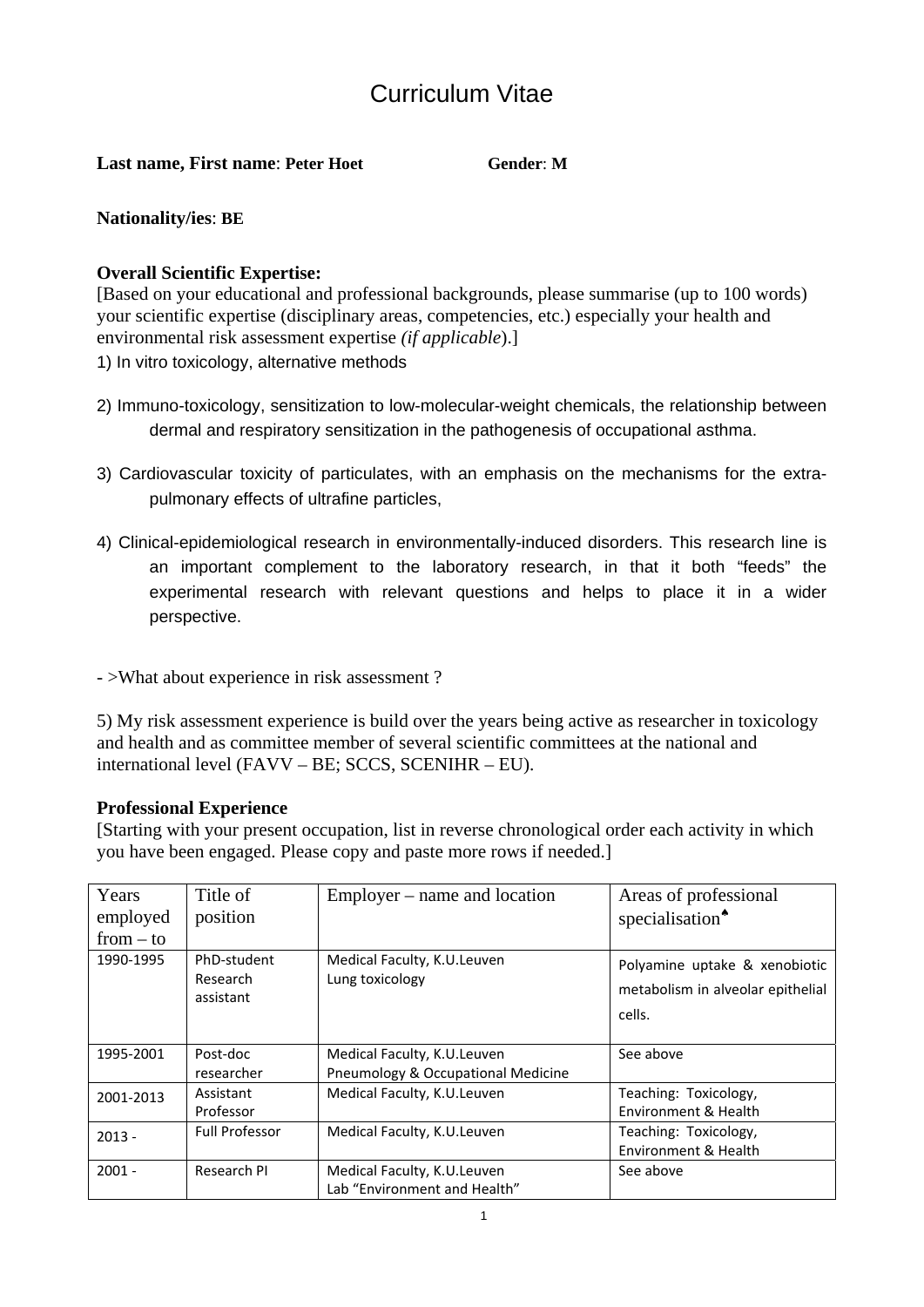# Curriculum Vitae

**Last name, First name**: **Peter Hoet** **Gender**: **M**

**Nationality/ies**: **BE**

**Overall Scientific Expertise:**
[Based on your educational and professional backgrounds, please summarise (up to 100 words) your scientific expertise (disciplinary areas, competencies, etc.) especially your health and environmental risk assessment expertise *(if applicable)*.]

1) In vitro toxicology, alternative methods

2) Immuno-toxicology, sensitization to low-molecular-weight chemicals, the relationship between dermal and respiratory sensitization in the pathogenesis of occupational asthma.

3) Cardiovascular toxicity of particulates, with an emphasis on the mechanisms for the extra-pulmonary effects of ultrafine particles,

4) Clinical-epidemiological research in environmentally-induced disorders. This research line is an important complement to the laboratory research, in that it both "feeds" the experimental research with relevant questions and helps to place it in a wider perspective.

- >What about experience in risk assessment ?

5) My risk assessment experience is build over the years being active as researcher in toxicology and health and as committee member of several scientific committees at the national and international level (FAVV – BE; SCCS, SCENIHR – EU).

**Professional Experience**
[Starting with your present occupation, list in reverse chronological order each activity in which you have been engaged. Please copy and paste more rows if needed.]

| Years employed from – to | Title of position | Employer – name and location | Areas of professional specialisation♠ |
|---|---|---|---|
| 1990-1995 | PhD-student Research assistant | Medical Faculty, K.U.Leuven Lung toxicology | Polyamine uptake & xenobiotic metabolism in alveolar epithelial cells. |
| 1995-2001 | Post-doc researcher | Medical Faculty, K.U.Leuven Pneumology & Occupational Medicine | See above |
| 2001-2013 | Assistant Professor | Medical Faculty, K.U.Leuven | Teaching: Toxicology, Environment & Health |
| 2013 - | Full Professor | Medical Faculty, K.U.Leuven | Teaching: Toxicology, Environment & Health |
| 2001 - | Research PI | Medical Faculty, K.U.Leuven Lab "Environment and Health" | See above |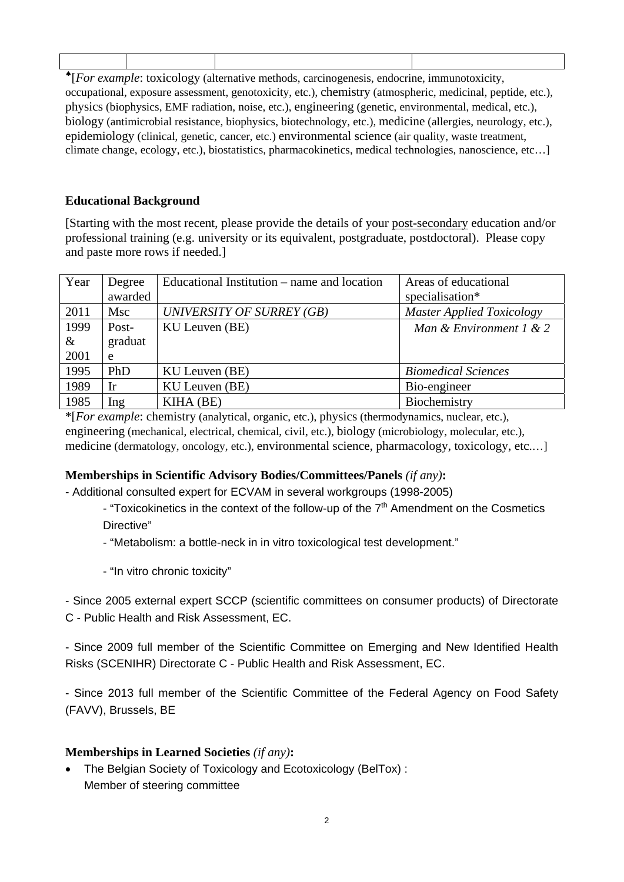| | | | |
|---|---|---|---|
| | | | |

♠[*For example*: toxicology (alternative methods, carcinogenesis, endocrine, immunotoxicity, occupational, exposure assessment, genotoxicity, etc.), chemistry (atmospheric, medicinal, peptide, etc.), physics (biophysics, EMF radiation, noise, etc.), engineering (genetic, environmental, medical, etc.), biology (antimicrobial resistance, biophysics, biotechnology, etc.), medicine (allergies, neurology, etc.), epidemiology (clinical, genetic, cancer, etc.) environmental science (air quality, waste treatment, climate change, ecology, etc.), biostatistics, pharmacokinetics, medical technologies, nanoscience, etc…]

**Educational Background**

[Starting with the most recent, please provide the details of your post-secondary education and/or professional training (e.g. university or its equivalent, postgraduate, postdoctoral). Please copy and paste more rows if needed.]

| Year | Degree awarded | Educational Institution – name and location | Areas of educational specialisation* |
|---|---|---|---|
| 2011 | Msc | *UNIVERSITY OF SURREY (GB)* | *Master Applied Toxicology* |
| 1999 & 2001 | Post-graduate | KU Leuven (BE) | *Man & Environment 1 & 2* |
| 1995 | PhD | KU Leuven (BE) | *Biomedical Sciences* |
| 1989 | Ir | KU Leuven (BE) | Bio-engineer |
| 1985 | Ing | KIHA (BE) | Biochemistry |

*[*For example*: chemistry (analytical, organic, etc.), physics (thermodynamics, nuclear, etc.), engineering (mechanical, electrical, chemical, civil, etc.), biology (microbiology, molecular, etc.), medicine (dermatology, oncology, etc.), environmental science, pharmacology, toxicology, etc.…]

**Memberships in Scientific Advisory Bodies/Committees/Panels** *(if any)***:**

- Additional consulted expert for ECVAM in several workgroups (1998-2005)
  - "Toxicokinetics in the context of the follow-up of the 7th Amendment on the Cosmetics Directive"
  - "Metabolism: a bottle-neck in in vitro toxicological test development."
  - "In vitro chronic toxicity"

- Since 2005 external expert SCCP (scientific committees on consumer products) of Directorate C - Public Health and Risk Assessment, EC.

- Since 2009 full member of the Scientific Committee on Emerging and New Identified Health Risks (SCENIHR) Directorate C - Public Health and Risk Assessment, EC.

- Since 2013 full member of the Scientific Committee of the Federal Agency on Food Safety (FAVV), Brussels, BE

**Memberships in Learned Societies** *(if any)***:**

- The Belgian Society of Toxicology and Ecotoxicology (BelTox) : Member of steering committee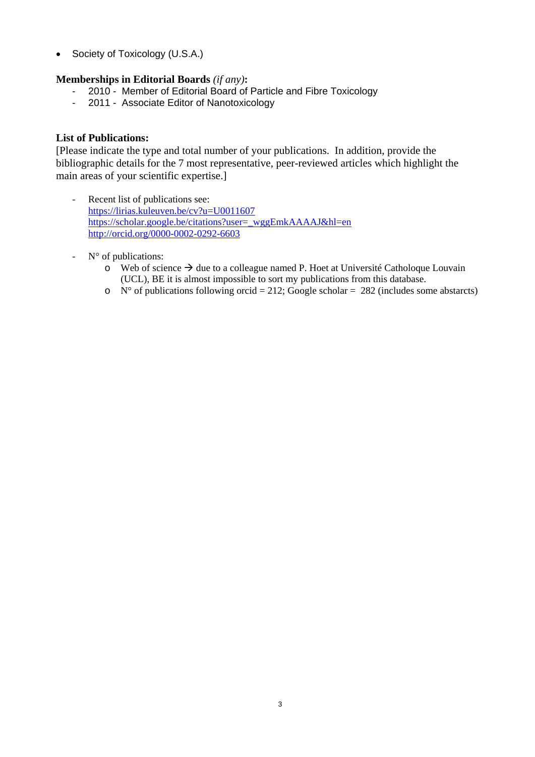- Society of Toxicology (U.S.A.)

**Memberships in Editorial Boards** *(if any)***:**

- 2010 - Member of Editorial Board of Particle and Fibre Toxicology
- 2011 - Associate Editor of Nanotoxicology

**List of Publications:**

[Please indicate the type and total number of your publications. In addition, provide the bibliographic details for the 7 most representative, peer-reviewed articles which highlight the main areas of your scientific expertise.]

- Recent list of publications see:
  https://lirias.kuleuven.be/cv?u=U0011607
  https://scholar.google.be/citations?user=_wggEmkAAAAJ&hl=en
  http://orcid.org/0000-0002-0292-6603

- N° of publications:
  - Web of science → due to a colleague named P. Hoet at Université Catholoque Louvain (UCL), BE it is almost impossible to sort my publications from this database.
  - N° of publications following orcid = 212; Google scholar = 282 (includes some abstarcts)